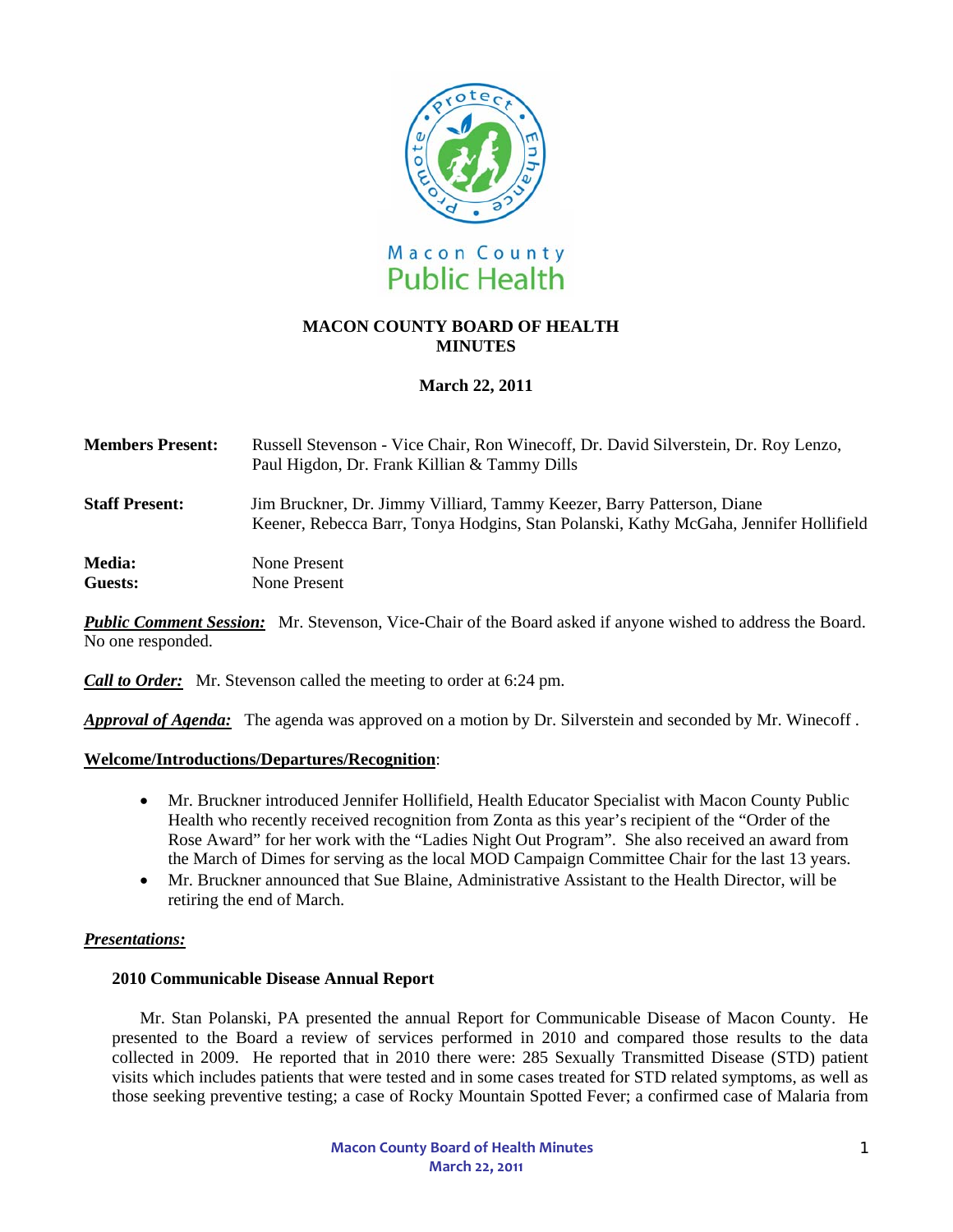Macon County Public Health

# MACON COUNTY BOARD OF HEALTH MINUTES

**March 22, 2011**

**Members Present:** Russell Stevenson - Vice Chair, Ron Winecoff, Dr. David Silverstein, Dr. Roy Lenzo, Paul Higdon, Dr. Frank Killian & Tammy Dills

**Staff Present:** Jim Bruckner, Dr. Jimmy Villiard, Tammy Keezer, Barry Patterson, Diane Keener, Rebecca Barr, Tonya Hodgins, Stan Polanski, Kathy McGaha, Jennifer Hollifield

**Media:** None Present
**Guests:** None Present

***Public Comment Session:*** Mr. Stevenson, Vice-Chair of the Board asked if anyone wished to address the Board. No one responded.

***Call to Order:*** Mr. Stevenson called the meeting to order at 6:24 pm.

***Approval of Agenda:*** The agenda was approved on a motion by Dr. Silverstein and seconded by Mr. Winecoff .

**Welcome/Introductions/Departures/Recognition**:

- Mr. Bruckner introduced Jennifer Hollifield, Health Educator Specialist with Macon County Public Health who recently received recognition from Zonta as this year's recipient of the "Order of the Rose Award" for her work with the "Ladies Night Out Program". She also received an award from the March of Dimes for serving as the local MOD Campaign Committee Chair for the last 13 years.
- Mr. Bruckner announced that Sue Blaine, Administrative Assistant to the Health Director, will be retiring the end of March.

***Presentations:***

**2010 Communicable Disease Annual Report**

Mr. Stan Polanski, PA presented the annual Report for Communicable Disease of Macon County. He presented to the Board a review of services performed in 2010 and compared those results to the data collected in 2009. He reported that in 2010 there were: 285 Sexually Transmitted Disease (STD) patient visits which includes patients that were tested and in some cases treated for STD related symptoms, as well as those seeking preventive testing; a case of Rocky Mountain Spotted Fever; a confirmed case of Malaria from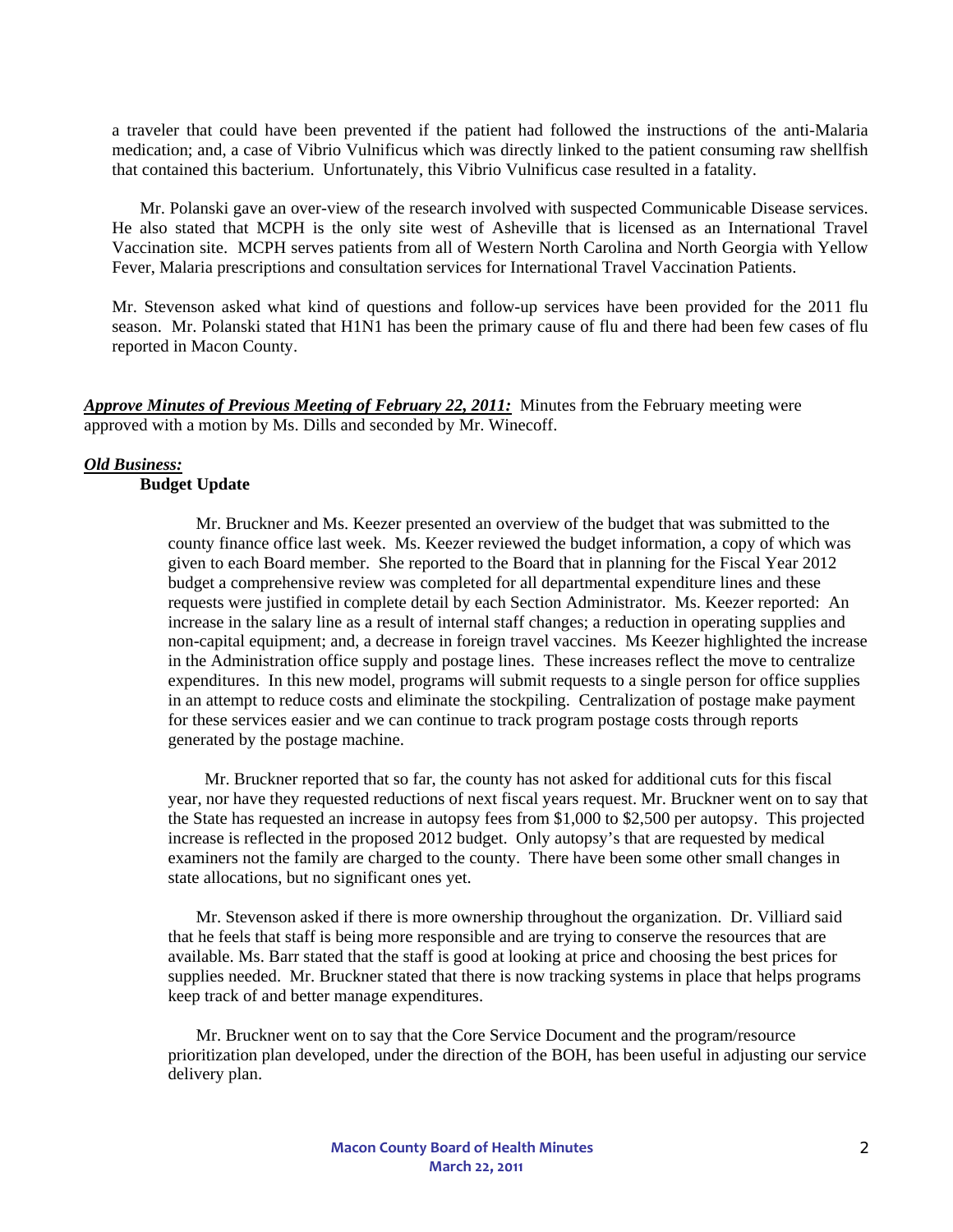a traveler that could have been prevented if the patient had followed the instructions of the anti-Malaria medication; and, a case of Vibrio Vulnificus which was directly linked to the patient consuming raw shellfish that contained this bacterium. Unfortunately, this Vibrio Vulnificus case resulted in a fatality.

Mr. Polanski gave an over-view of the research involved with suspected Communicable Disease services. He also stated that MCPH is the only site west of Asheville that is licensed as an International Travel Vaccination site. MCPH serves patients from all of Western North Carolina and North Georgia with Yellow Fever, Malaria prescriptions and consultation services for International Travel Vaccination Patients.

Mr. Stevenson asked what kind of questions and follow-up services have been provided for the 2011 flu season. Mr. Polanski stated that H1N1 has been the primary cause of flu and there had been few cases of flu reported in Macon County.

***Approve Minutes of Previous Meeting of February 22, 2011:*** Minutes from the February meeting were approved with a motion by Ms. Dills and seconded by Mr. Winecoff.

***Old Business:***

**Budget Update**

Mr. Bruckner and Ms. Keezer presented an overview of the budget that was submitted to the county finance office last week. Ms. Keezer reviewed the budget information, a copy of which was given to each Board member. She reported to the Board that in planning for the Fiscal Year 2012 budget a comprehensive review was completed for all departmental expenditure lines and these requests were justified in complete detail by each Section Administrator. Ms. Keezer reported: An increase in the salary line as a result of internal staff changes; a reduction in operating supplies and non-capital equipment; and, a decrease in foreign travel vaccines. Ms Keezer highlighted the increase in the Administration office supply and postage lines. These increases reflect the move to centralize expenditures. In this new model, programs will submit requests to a single person for office supplies in an attempt to reduce costs and eliminate the stockpiling. Centralization of postage make payment for these services easier and we can continue to track program postage costs through reports generated by the postage machine.

Mr. Bruckner reported that so far, the county has not asked for additional cuts for this fiscal year, nor have they requested reductions of next fiscal years request. Mr. Bruckner went on to say that the State has requested an increase in autopsy fees from $1,000 to $2,500 per autopsy. This projected increase is reflected in the proposed 2012 budget. Only autopsy's that are requested by medical examiners not the family are charged to the county. There have been some other small changes in state allocations, but no significant ones yet.

Mr. Stevenson asked if there is more ownership throughout the organization. Dr. Villiard said that he feels that staff is being more responsible and are trying to conserve the resources that are available. Ms. Barr stated that the staff is good at looking at price and choosing the best prices for supplies needed. Mr. Bruckner stated that there is now tracking systems in place that helps programs keep track of and better manage expenditures.

Mr. Bruckner went on to say that the Core Service Document and the program/resource prioritization plan developed, under the direction of the BOH, has been useful in adjusting our service delivery plan.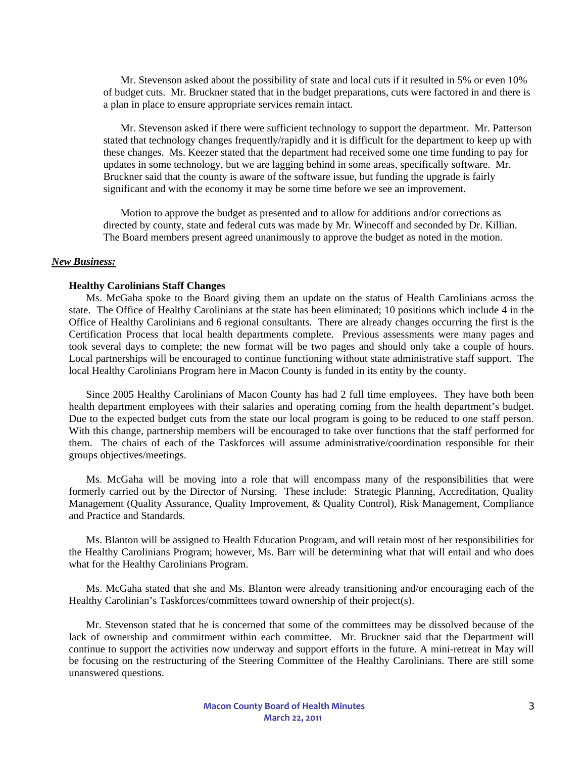Mr. Stevenson asked about the possibility of state and local cuts if it resulted in 5% or even 10% of budget cuts. Mr. Bruckner stated that in the budget preparations, cuts were factored in and there is a plan in place to ensure appropriate services remain intact.

Mr. Stevenson asked if there were sufficient technology to support the department. Mr. Patterson stated that technology changes frequently/rapidly and it is difficult for the department to keep up with these changes. Ms. Keezer stated that the department had received some one time funding to pay for updates in some technology, but we are lagging behind in some areas, specifically software. Mr. Bruckner said that the county is aware of the software issue, but funding the upgrade is fairly significant and with the economy it may be some time before we see an improvement.

Motion to approve the budget as presented and to allow for additions and/or corrections as directed by county, state and federal cuts was made by Mr. Winecoff and seconded by Dr. Killian. The Board members present agreed unanimously to approve the budget as noted in the motion.

***New Business:***

**Healthy Carolinians Staff Changes**

Ms. McGaha spoke to the Board giving them an update on the status of Health Carolinians across the state. The Office of Healthy Carolinians at the state has been eliminated; 10 positions which include 4 in the Office of Healthy Carolinians and 6 regional consultants. There are already changes occurring the first is the Certification Process that local health departments complete. Previous assessments were many pages and took several days to complete; the new format will be two pages and should only take a couple of hours. Local partnerships will be encouraged to continue functioning without state administrative staff support. The local Healthy Carolinians Program here in Macon County is funded in its entity by the county.

Since 2005 Healthy Carolinians of Macon County has had 2 full time employees. They have both been health department employees with their salaries and operating coming from the health department's budget. Due to the expected budget cuts from the state our local program is going to be reduced to one staff person. With this change, partnership members will be encouraged to take over functions that the staff performed for them. The chairs of each of the Taskforces will assume administrative/coordination responsible for their groups objectives/meetings.

Ms. McGaha will be moving into a role that will encompass many of the responsibilities that were formerly carried out by the Director of Nursing. These include: Strategic Planning, Accreditation, Quality Management (Quality Assurance, Quality Improvement, & Quality Control), Risk Management, Compliance and Practice and Standards.

Ms. Blanton will be assigned to Health Education Program, and will retain most of her responsibilities for the Healthy Carolinians Program; however, Ms. Barr will be determining what that will entail and who does what for the Healthy Carolinians Program.

Ms. McGaha stated that she and Ms. Blanton were already transitioning and/or encouraging each of the Healthy Carolinian's Taskforces/committees toward ownership of their project(s).

Mr. Stevenson stated that he is concerned that some of the committees may be dissolved because of the lack of ownership and commitment within each committee. Mr. Bruckner said that the Department will continue to support the activities now underway and support efforts in the future. A mini-retreat in May will be focusing on the restructuring of the Steering Committee of the Healthy Carolinians. There are still some unanswered questions.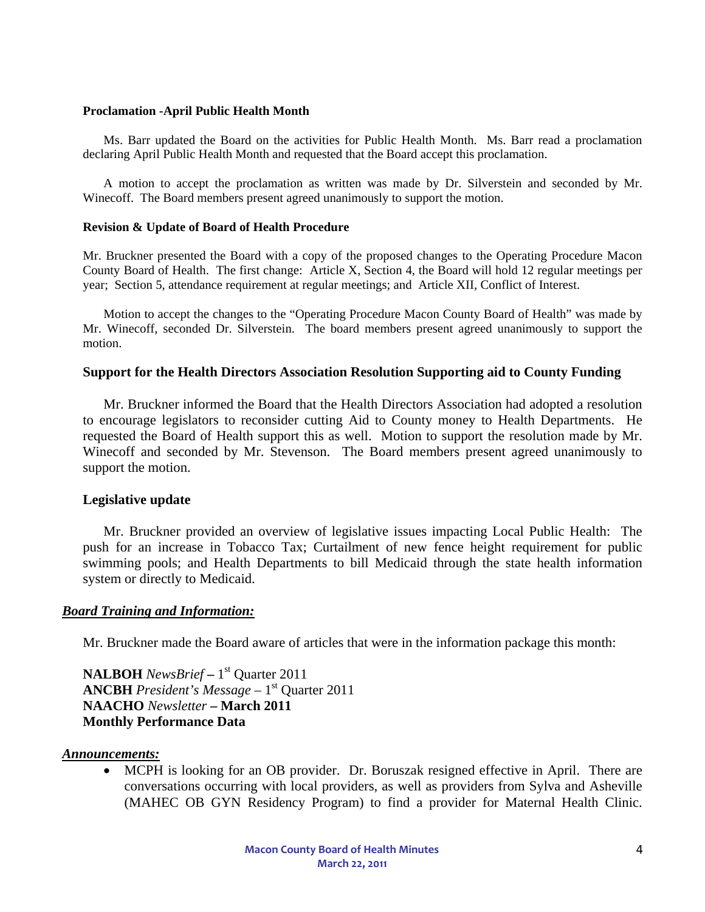**Proclamation -April Public Health Month**

Ms. Barr updated the Board on the activities for Public Health Month. Ms. Barr read a proclamation declaring April Public Health Month and requested that the Board accept this proclamation.

A motion to accept the proclamation as written was made by Dr. Silverstein and seconded by Mr. Winecoff. The Board members present agreed unanimously to support the motion.

**Revision & Update of Board of Health Procedure**

Mr. Bruckner presented the Board with a copy of the proposed changes to the Operating Procedure Macon County Board of Health. The first change: Article X, Section 4, the Board will hold 12 regular meetings per year; Section 5, attendance requirement at regular meetings; and Article XII, Conflict of Interest.

Motion to accept the changes to the "Operating Procedure Macon County Board of Health" was made by Mr. Winecoff, seconded Dr. Silverstein. The board members present agreed unanimously to support the motion.

**Support for the Health Directors Association Resolution Supporting aid to County Funding**

Mr. Bruckner informed the Board that the Health Directors Association had adopted a resolution to encourage legislators to reconsider cutting Aid to County money to Health Departments. He requested the Board of Health support this as well. Motion to support the resolution made by Mr. Winecoff and seconded by Mr. Stevenson. The Board members present agreed unanimously to support the motion.

**Legislative update**

Mr. Bruckner provided an overview of legislative issues impacting Local Public Health: The push for an increase in Tobacco Tax; Curtailment of new fence height requirement for public swimming pools; and Health Departments to bill Medicaid through the state health information system or directly to Medicaid.

***Board Training and Information:***

Mr. Bruckner made the Board aware of articles that were in the information package this month:

**NALBOH** *NewsBrief* **–** 1st Quarter 2011
**ANCBH** *President's Message* – 1st Quarter 2011
**NAACHO** *Newsletter* **– March 2011**
**Monthly Performance Data**

***Announcements:***

- MCPH is looking for an OB provider. Dr. Boruszak resigned effective in April. There are conversations occurring with local providers, as well as providers from Sylva and Asheville (MAHEC OB GYN Residency Program) to find a provider for Maternal Health Clinic.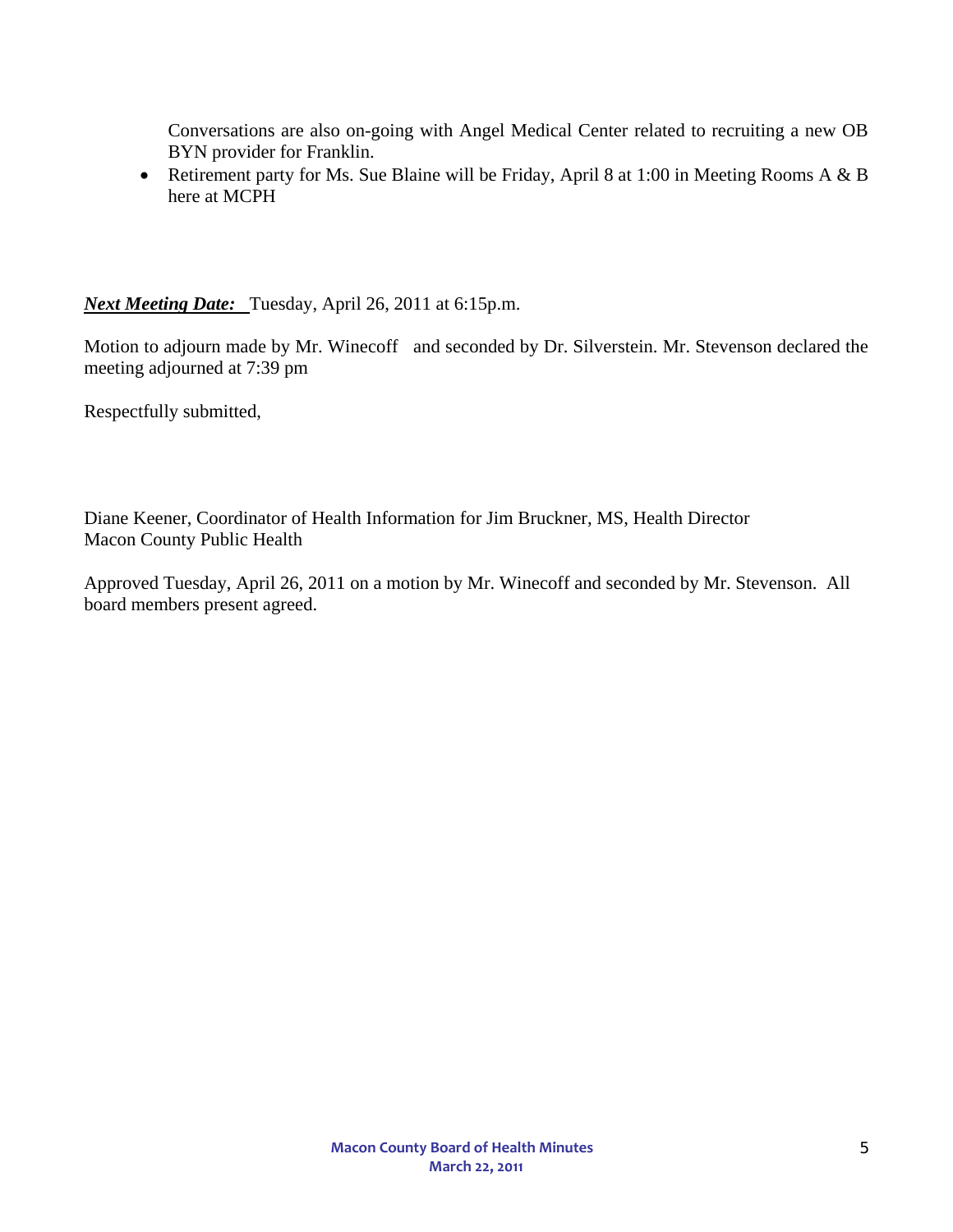Conversations are also on-going with Angel Medical Center related to recruiting a new OB BYN provider for Franklin.

- Retirement party for Ms. Sue Blaine will be Friday, April 8 at 1:00 in Meeting Rooms A & B here at MCPH

***Next Meeting Date:*** Tuesday, April 26, 2011 at 6:15p.m.

Motion to adjourn made by Mr. Winecoff and seconded by Dr. Silverstein. Mr. Stevenson declared the meeting adjourned at 7:39 pm

Respectfully submitted,

Diane Keener, Coordinator of Health Information for Jim Bruckner, MS, Health Director
Macon County Public Health

Approved Tuesday, April 26, 2011 on a motion by Mr. Winecoff and seconded by Mr. Stevenson. All board members present agreed.